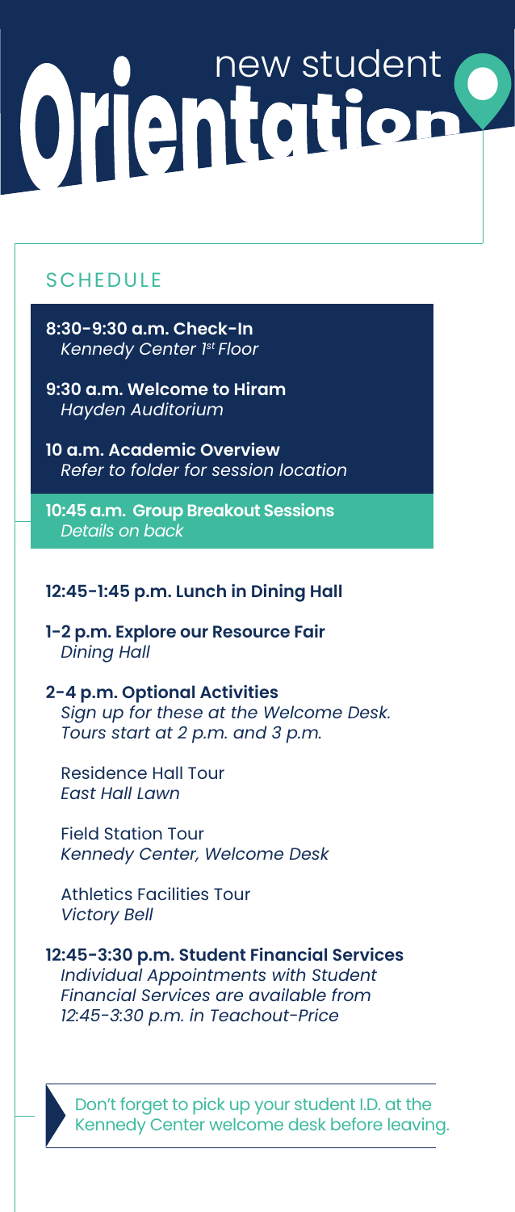# new student Orientation

## SCHEDULE

**8:30-9:30 a.m. Check-In**
*Kennedy Center 1st Floor*

**9:30 a.m. Welcome to Hiram**
*Hayden Auditorium*

**10 a.m. Academic Overview**
*Refer to folder for session location*

**10:45 a.m. Group Breakout Sessions**
*Details on back*

**12:45-1:45 p.m. Lunch in Dining Hall**

**1-2 p.m. Explore our Resource Fair**
*Dining Hall*

**2-4 p.m. Optional Activities**
*Sign up for these at the Welcome Desk. Tours start at 2 p.m. and 3 p.m.*

Residence Hall Tour
*East Hall Lawn*

Field Station Tour
*Kennedy Center, Welcome Desk*

Athletics Facilities Tour
*Victory Bell*

**12:45-3:30 p.m. Student Financial Services**
*Individual Appointments with Student Financial Services are available from 12:45-3:30 p.m. in Teachout-Price*

Don't forget to pick up your student I.D. at the Kennedy Center welcome desk before leaving.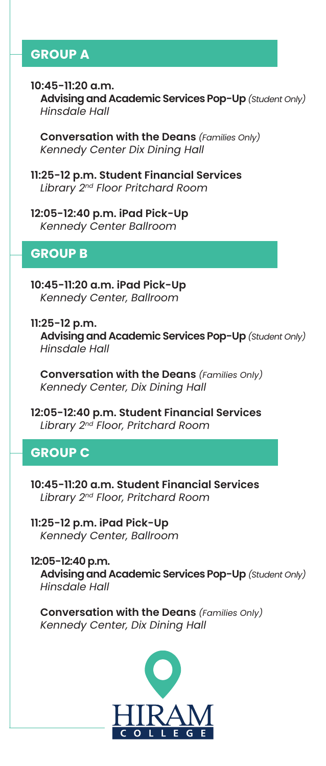## GROUP A

**10:45-11:20 a.m.**
**Advising and Academic Services Pop-Up** *(Student Only)*
*Hinsdale Hall*

**Conversation with the Deans** *(Families Only)*
*Kennedy Center Dix Dining Hall*

**11:25-12 p.m. Student Financial Services**
*Library 2nd Floor Pritchard Room*

**12:05-12:40 p.m. iPad Pick-Up**
*Kennedy Center Ballroom*

## GROUP B

**10:45-11:20 a.m. iPad Pick-Up**
*Kennedy Center, Ballroom*

**11:25-12 p.m.**
**Advising and Academic Services Pop-Up** *(Student Only)*
*Hinsdale Hall*

**Conversation with the Deans** *(Families Only)*
*Kennedy Center, Dix Dining Hall*

**12:05-12:40 p.m. Student Financial Services**
*Library 2nd Floor, Pritchard Room*

## GROUP C

**10:45-11:20 a.m. Student Financial Services**
*Library 2nd Floor, Pritchard Room*

**11:25-12 p.m. iPad Pick-Up**
*Kennedy Center, Ballroom*

**12:05-12:40 p.m.**
**Advising and Academic Services Pop-Up** *(Student Only)*
*Hinsdale Hall*

**Conversation with the Deans** *(Families Only)*
*Kennedy Center, Dix Dining Hall*

HIRAM
COLLEGE